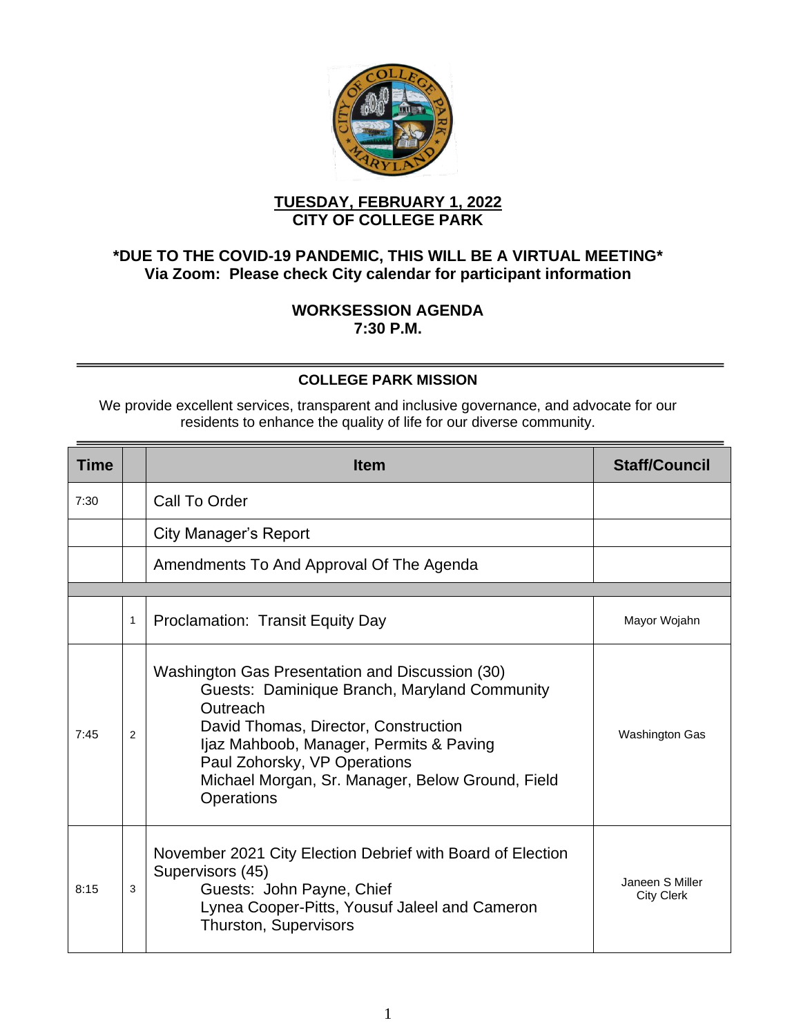**TUESDAY, FEBRUARY 1, 2022**
**CITY OF COLLEGE PARK**

**\*DUE TO THE COVID-19 PANDEMIC, THIS WILL BE A VIRTUAL MEETING\***
**Via Zoom: Please check City calendar for participant information**

**WORKSESSION AGENDA**
**7:30 P.M.**

---

**COLLEGE PARK MISSION**

We provide excellent services, transparent and inclusive governance, and advocate for our residents to enhance the quality of life for our diverse community.

---

| Time | | Item | Staff/Council |
|---|---|---|---|
| 7:30 | | Call To Order | |
| | | City Manager's Report | |
| | | Amendments To And Approval Of The Agenda | |
| | | | |
| | 1 | Proclamation: Transit Equity Day | Mayor Wojahn |
| 7:45 | 2 | Washington Gas Presentation and Discussion (30)<br>Guests: Daminique Branch, Maryland Community Outreach<br>David Thomas, Director, Construction<br>Ijaz Mahboob, Manager, Permits & Paving<br>Paul Zohorsky, VP Operations<br>Michael Morgan, Sr. Manager, Below Ground, Field Operations | Washington Gas |
| 8:15 | 3 | November 2021 City Election Debrief with Board of Election Supervisors (45)<br>Guests: John Payne, Chief<br>Lynea Cooper-Pitts, Yousuf Jaleel and Cameron Thurston, Supervisors | Janeen S Miller<br>City Clerk |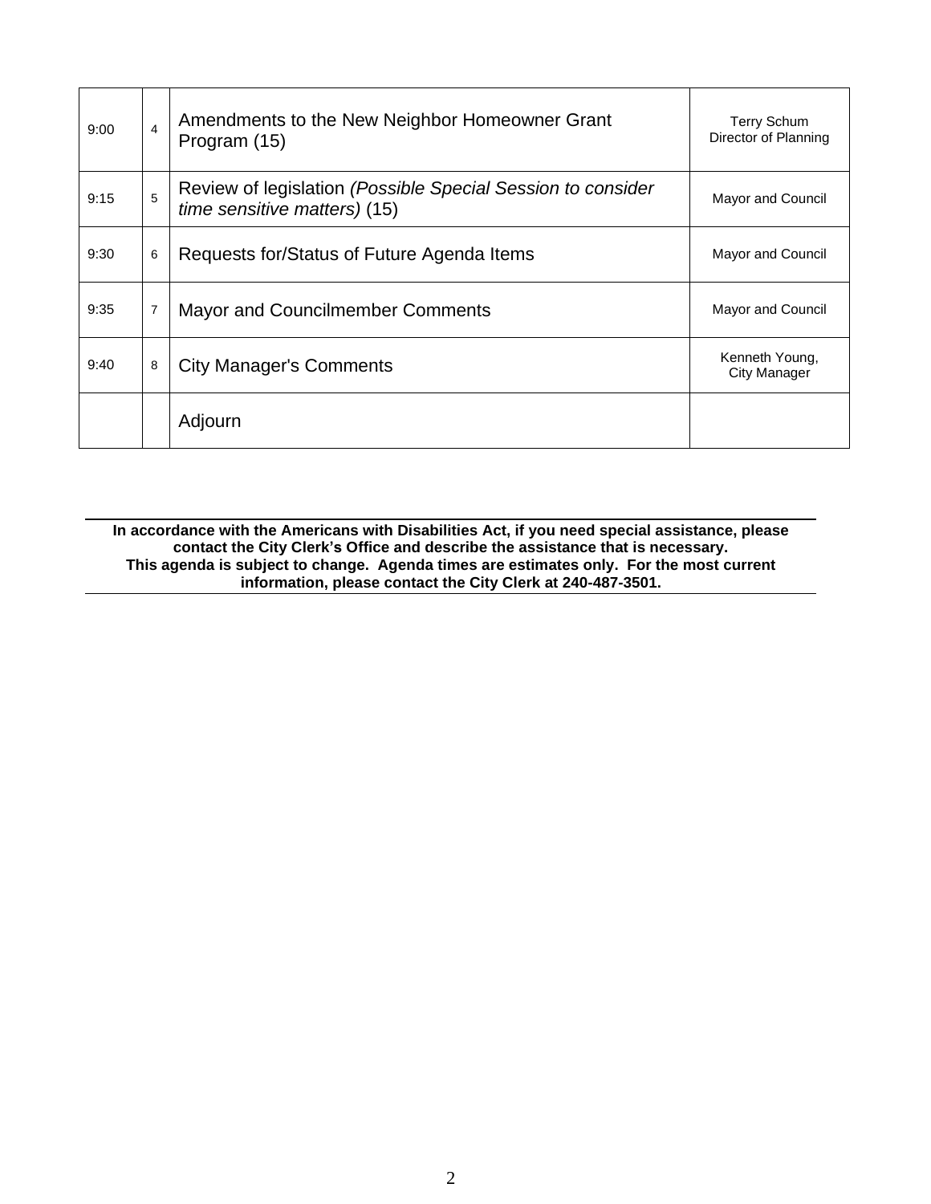| | | | |
|---|---|---|---|
| 9:00 | 4 | Amendments to the New Neighbor Homeowner Grant Program (15) | Terry Schum Director of Planning |
| 9:15 | 5 | Review of legislation *(Possible Special Session to consider time sensitive matters)* (15) | Mayor and Council |
| 9:30 | 6 | Requests for/Status of Future Agenda Items | Mayor and Council |
| 9:35 | 7 | Mayor and Councilmember Comments | Mayor and Council |
| 9:40 | 8 | City Manager's Comments | Kenneth Young, City Manager |
| | | Adjourn | |

---

**In accordance with the Americans with Disabilities Act, if you need special assistance, please contact the City Clerk's Office and describe the assistance that is necessary. This agenda is subject to change. Agenda times are estimates only. For the most current information, please contact the City Clerk at 240-487-3501.**

---